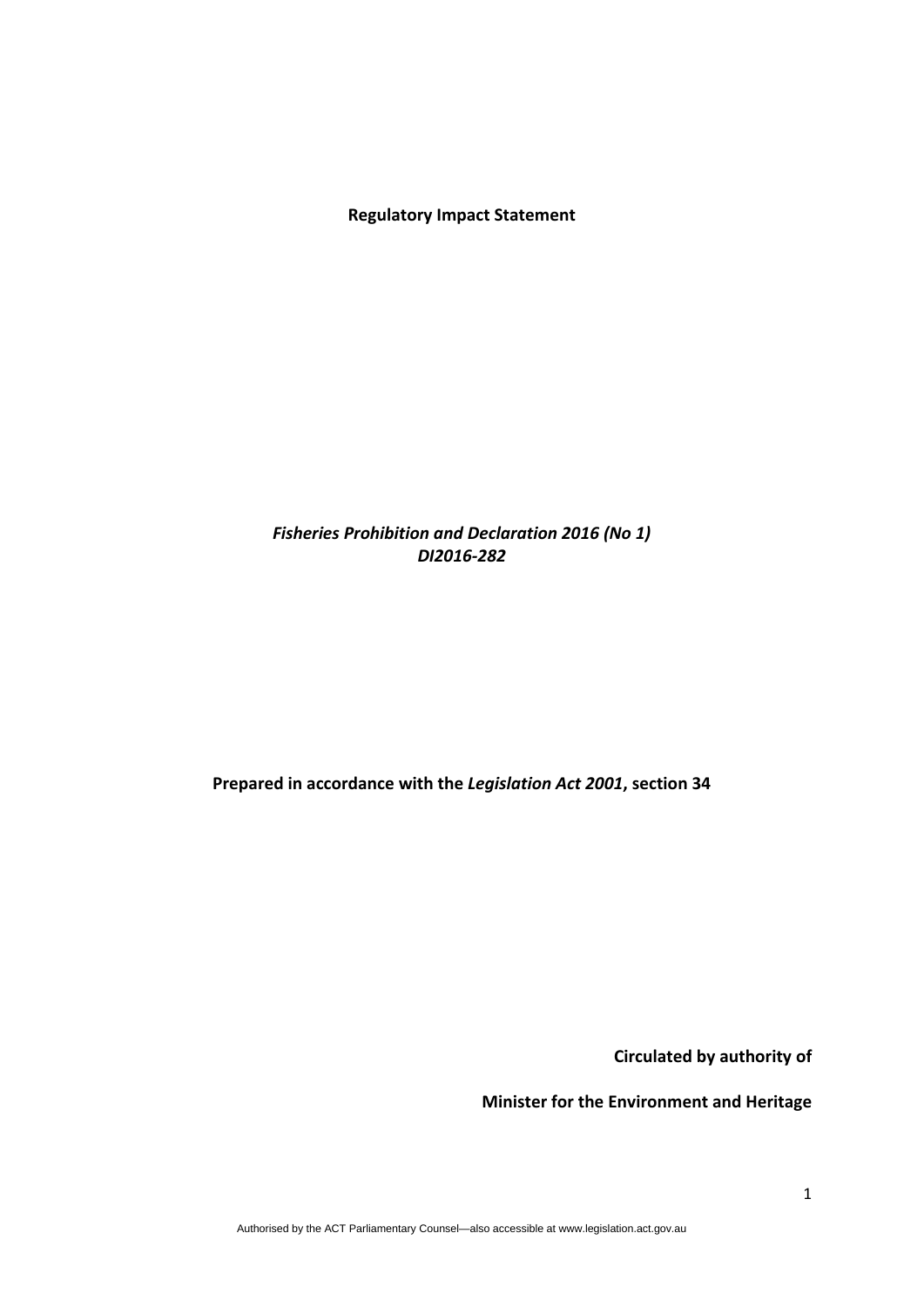**Regulatory Impact Statement**

***Fisheries Prohibition and Declaration 2016 (No 1)***
***DI2016-282***

**Prepared in accordance with the *Legislation Act 2001*, section 34**

**Circulated by authority of**

**Minister for the Environment and Heritage**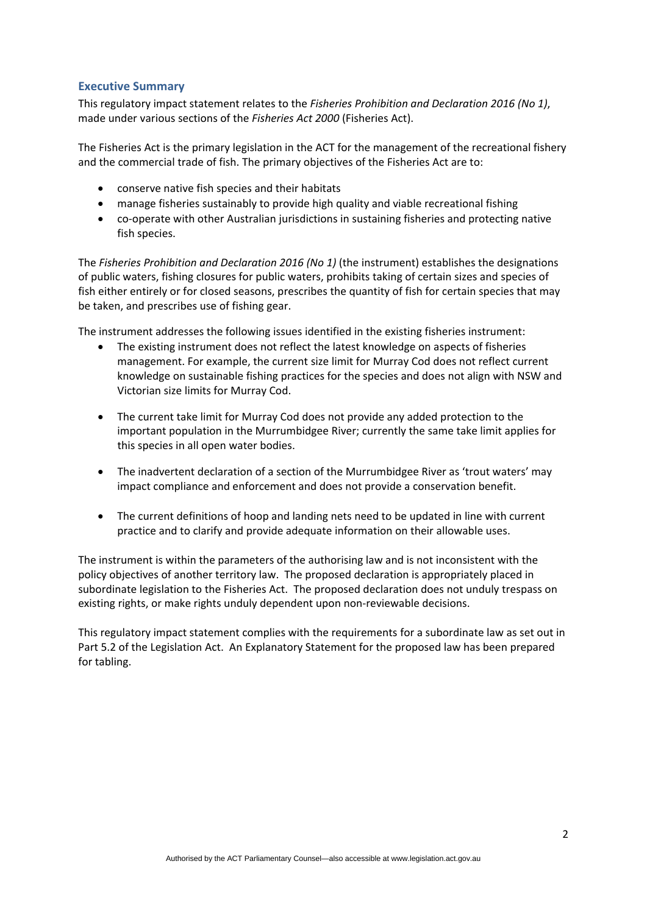## Executive Summary

This regulatory impact statement relates to the *Fisheries Prohibition and Declaration 2016 (No 1)*, made under various sections of the *Fisheries Act 2000* (Fisheries Act).

The Fisheries Act is the primary legislation in the ACT for the management of the recreational fishery and the commercial trade of fish. The primary objectives of the Fisheries Act are to:

- conserve native fish species and their habitats
- manage fisheries sustainably to provide high quality and viable recreational fishing
- co-operate with other Australian jurisdictions in sustaining fisheries and protecting native fish species.

The *Fisheries Prohibition and Declaration 2016 (No 1)* (the instrument) establishes the designations of public waters, fishing closures for public waters, prohibits taking of certain sizes and species of fish either entirely or for closed seasons, prescribes the quantity of fish for certain species that may be taken, and prescribes use of fishing gear.

The instrument addresses the following issues identified in the existing fisheries instrument:

- The existing instrument does not reflect the latest knowledge on aspects of fisheries management. For example, the current size limit for Murray Cod does not reflect current knowledge on sustainable fishing practices for the species and does not align with NSW and Victorian size limits for Murray Cod.

- The current take limit for Murray Cod does not provide any added protection to the important population in the Murrumbidgee River; currently the same take limit applies for this species in all open water bodies.

- The inadvertent declaration of a section of the Murrumbidgee River as 'trout waters' may impact compliance and enforcement and does not provide a conservation benefit.

- The current definitions of hoop and landing nets need to be updated in line with current practice and to clarify and provide adequate information on their allowable uses.

The instrument is within the parameters of the authorising law and is not inconsistent with the policy objectives of another territory law. The proposed declaration is appropriately placed in subordinate legislation to the Fisheries Act. The proposed declaration does not unduly trespass on existing rights, or make rights unduly dependent upon non-reviewable decisions.

This regulatory impact statement complies with the requirements for a subordinate law as set out in Part 5.2 of the Legislation Act. An Explanatory Statement for the proposed law has been prepared for tabling.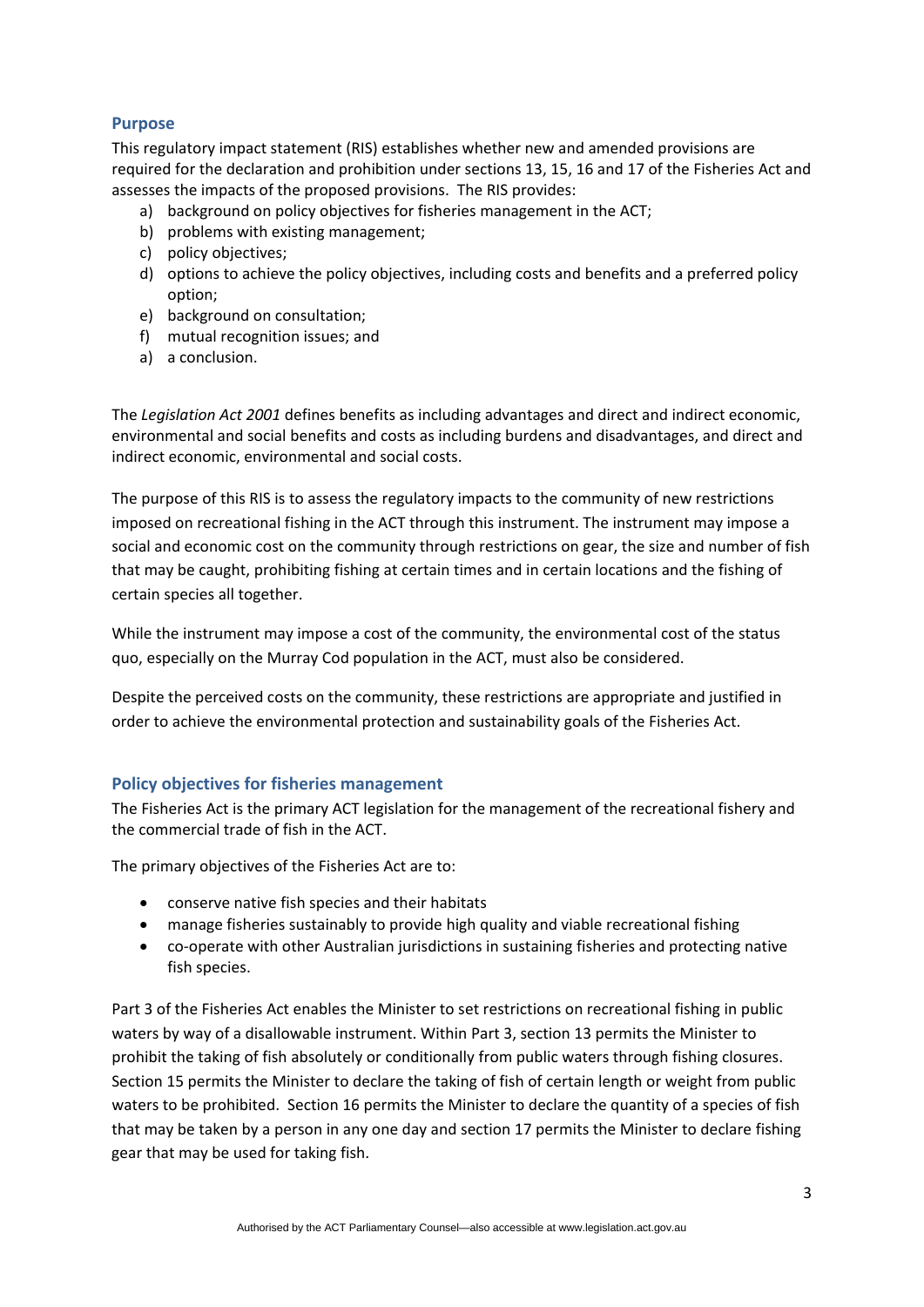## Purpose

This regulatory impact statement (RIS) establishes whether new and amended provisions are required for the declaration and prohibition under sections 13, 15, 16 and 17 of the Fisheries Act and assesses the impacts of the proposed provisions. The RIS provides:

a) background on policy objectives for fisheries management in the ACT;
b) problems with existing management;
c) policy objectives;
d) options to achieve the policy objectives, including costs and benefits and a preferred policy option;
e) background on consultation;
f) mutual recognition issues; and
a) a conclusion.

The *Legislation Act 2001* defines benefits as including advantages and direct and indirect economic, environmental and social benefits and costs as including burdens and disadvantages, and direct and indirect economic, environmental and social costs.

The purpose of this RIS is to assess the regulatory impacts to the community of new restrictions imposed on recreational fishing in the ACT through this instrument. The instrument may impose a social and economic cost on the community through restrictions on gear, the size and number of fish that may be caught, prohibiting fishing at certain times and in certain locations and the fishing of certain species all together.

While the instrument may impose a cost of the community, the environmental cost of the status quo, especially on the Murray Cod population in the ACT, must also be considered.

Despite the perceived costs on the community, these restrictions are appropriate and justified in order to achieve the environmental protection and sustainability goals of the Fisheries Act.

## Policy objectives for fisheries management

The Fisheries Act is the primary ACT legislation for the management of the recreational fishery and the commercial trade of fish in the ACT.

The primary objectives of the Fisheries Act are to:

- conserve native fish species and their habitats
- manage fisheries sustainably to provide high quality and viable recreational fishing
- co-operate with other Australian jurisdictions in sustaining fisheries and protecting native fish species.

Part 3 of the Fisheries Act enables the Minister to set restrictions on recreational fishing in public waters by way of a disallowable instrument. Within Part 3, section 13 permits the Minister to prohibit the taking of fish absolutely or conditionally from public waters through fishing closures. Section 15 permits the Minister to declare the taking of fish of certain length or weight from public waters to be prohibited. Section 16 permits the Minister to declare the quantity of a species of fish that may be taken by a person in any one day and section 17 permits the Minister to declare fishing gear that may be used for taking fish.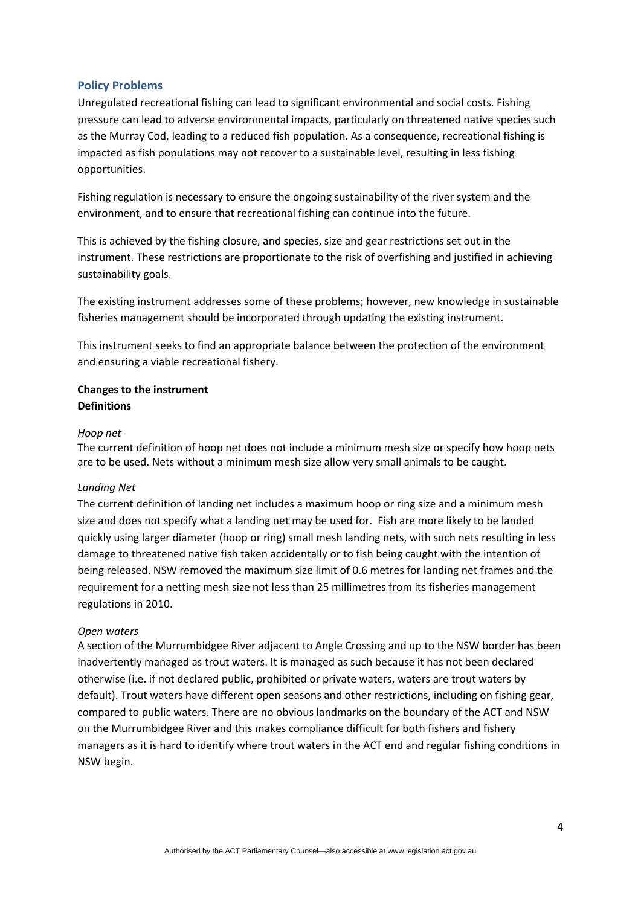## Policy Problems

Unregulated recreational fishing can lead to significant environmental and social costs. Fishing pressure can lead to adverse environmental impacts, particularly on threatened native species such as the Murray Cod, leading to a reduced fish population. As a consequence, recreational fishing is impacted as fish populations may not recover to a sustainable level, resulting in less fishing opportunities.

Fishing regulation is necessary to ensure the ongoing sustainability of the river system and the environment, and to ensure that recreational fishing can continue into the future.

This is achieved by the fishing closure, and species, size and gear restrictions set out in the instrument. These restrictions are proportionate to the risk of overfishing and justified in achieving sustainability goals.

The existing instrument addresses some of these problems; however, new knowledge in sustainable fisheries management should be incorporated through updating the existing instrument.

This instrument seeks to find an appropriate balance between the protection of the environment and ensuring a viable recreational fishery.

**Changes to the instrument**

**Definitions**

*Hoop net*

The current definition of hoop net does not include a minimum mesh size or specify how hoop nets are to be used. Nets without a minimum mesh size allow very small animals to be caught.

*Landing Net*

The current definition of landing net includes a maximum hoop or ring size and a minimum mesh size and does not specify what a landing net may be used for. Fish are more likely to be landed quickly using larger diameter (hoop or ring) small mesh landing nets, with such nets resulting in less damage to threatened native fish taken accidentally or to fish being caught with the intention of being released. NSW removed the maximum size limit of 0.6 metres for landing net frames and the requirement for a netting mesh size not less than 25 millimetres from its fisheries management regulations in 2010.

*Open waters*

A section of the Murrumbidgee River adjacent to Angle Crossing and up to the NSW border has been inadvertently managed as trout waters. It is managed as such because it has not been declared otherwise (i.e. if not declared public, prohibited or private waters, waters are trout waters by default). Trout waters have different open seasons and other restrictions, including on fishing gear, compared to public waters. There are no obvious landmarks on the boundary of the ACT and NSW on the Murrumbidgee River and this makes compliance difficult for both fishers and fishery managers as it is hard to identify where trout waters in the ACT end and regular fishing conditions in NSW begin.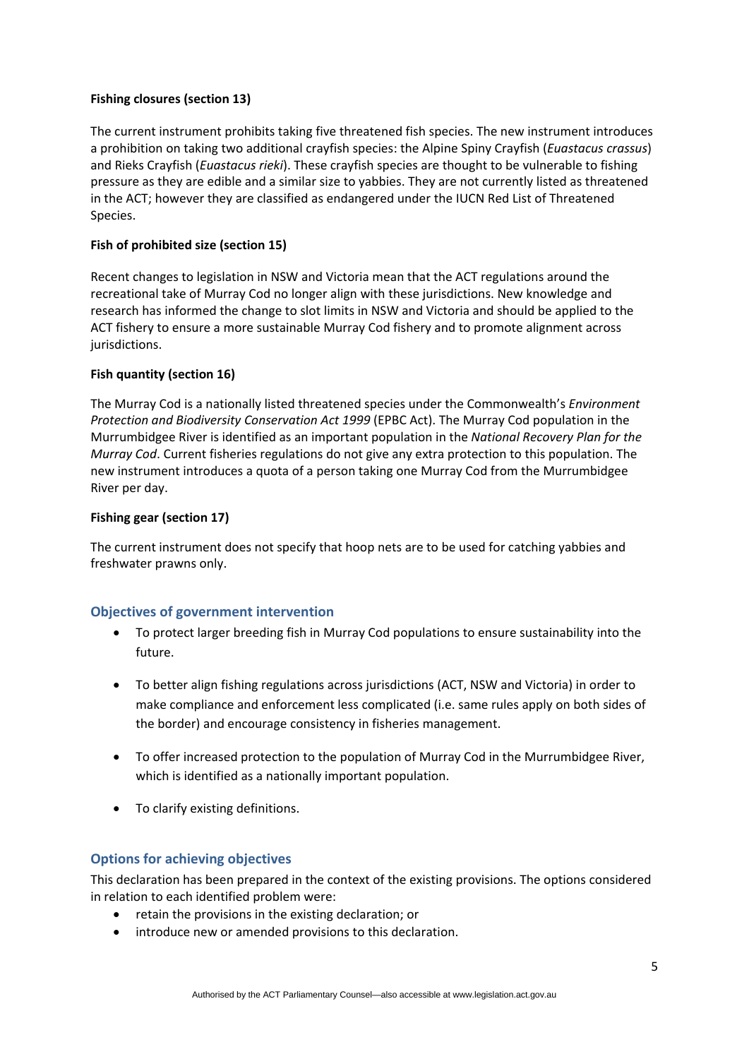**Fishing closures (section 13)**

The current instrument prohibits taking five threatened fish species. The new instrument introduces a prohibition on taking two additional crayfish species: the Alpine Spiny Crayfish (*Euastacus crassus*) and Rieks Crayfish (*Euastacus rieki*). These crayfish species are thought to be vulnerable to fishing pressure as they are edible and a similar size to yabbies. They are not currently listed as threatened in the ACT; however they are classified as endangered under the IUCN Red List of Threatened Species.

**Fish of prohibited size (section 15)**

Recent changes to legislation in NSW and Victoria mean that the ACT regulations around the recreational take of Murray Cod no longer align with these jurisdictions. New knowledge and research has informed the change to slot limits in NSW and Victoria and should be applied to the ACT fishery to ensure a more sustainable Murray Cod fishery and to promote alignment across jurisdictions.

**Fish quantity (section 16)**

The Murray Cod is a nationally listed threatened species under the Commonwealth's *Environment Protection and Biodiversity Conservation Act 1999* (EPBC Act). The Murray Cod population in the Murrumbidgee River is identified as an important population in the *National Recovery Plan for the Murray Cod*. Current fisheries regulations do not give any extra protection to this population. The new instrument introduces a quota of a person taking one Murray Cod from the Murrumbidgee River per day.

**Fishing gear (section 17)**

The current instrument does not specify that hoop nets are to be used for catching yabbies and freshwater prawns only.

### Objectives of government intervention

- To protect larger breeding fish in Murray Cod populations to ensure sustainability into the future.
- To better align fishing regulations across jurisdictions (ACT, NSW and Victoria) in order to make compliance and enforcement less complicated (i.e. same rules apply on both sides of the border) and encourage consistency in fisheries management.
- To offer increased protection to the population of Murray Cod in the Murrumbidgee River, which is identified as a nationally important population.
- To clarify existing definitions.

### Options for achieving objectives

This declaration has been prepared in the context of the existing provisions. The options considered in relation to each identified problem were:

- retain the provisions in the existing declaration; or
- introduce new or amended provisions to this declaration.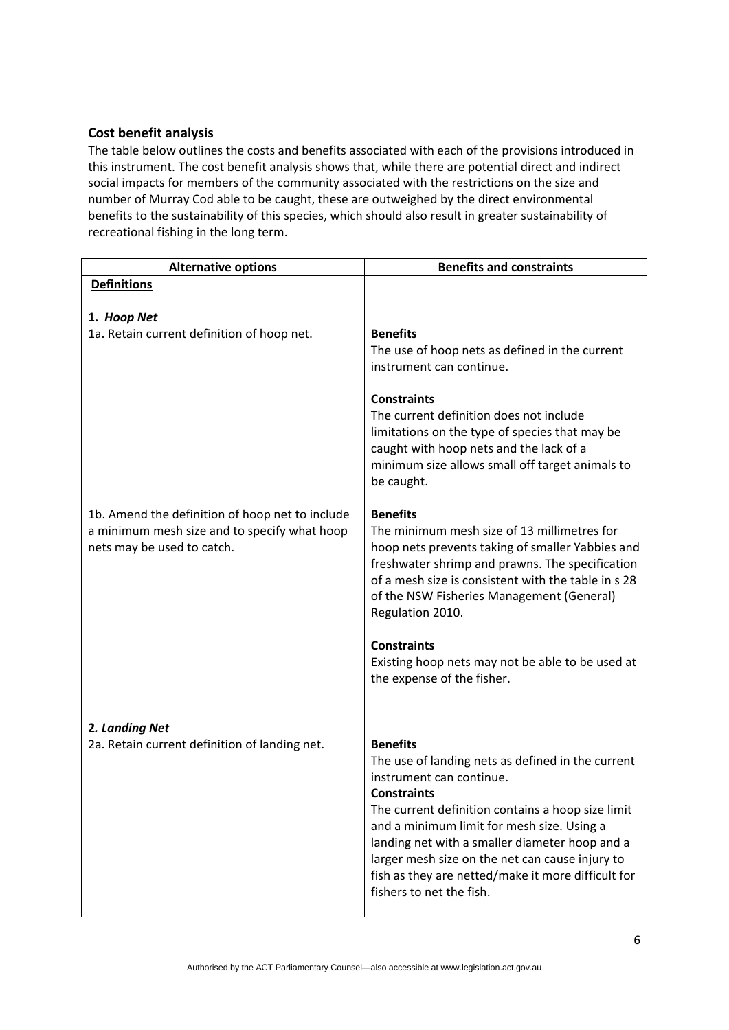### Cost benefit analysis

The table below outlines the costs and benefits associated with each of the provisions introduced in this instrument. The cost benefit analysis shows that, while there are potential direct and indirect social impacts for members of the community associated with the restrictions on the size and number of Murray Cod able to be caught, these are outweighed by the direct environmental benefits to the sustainability of this species, which should also result in greater sustainability of recreational fishing in the long term.

| Alternative options | Benefits and constraints |
|---|---|
| **Definitions** | |
| **1. *Hoop Net***<br>1a. Retain current definition of hoop net. | **Benefits**<br>The use of hoop nets as defined in the current instrument can continue.<br><br>**Constraints**<br>The current definition does not include limitations on the type of species that may be caught with hoop nets and the lack of a minimum size allows small off target animals to be caught. |
| 1b. Amend the definition of hoop net to include a minimum mesh size and to specify what hoop nets may be used to catch. | **Benefits**<br>The minimum mesh size of 13 millimetres for hoop nets prevents taking of smaller Yabbies and freshwater shrimp and prawns. The specification of a mesh size is consistent with the table in s 28 of the NSW Fisheries Management (General) Regulation 2010.<br><br>**Constraints**<br>Existing hoop nets may not be able to be used at the expense of the fisher. |
| **2. *Landing Net***<br>2a. Retain current definition of landing net. | **Benefits**<br>The use of landing nets as defined in the current instrument can continue.<br>**Constraints**<br>The current definition contains a hoop size limit and a minimum limit for mesh size. Using a landing net with a smaller diameter hoop and a larger mesh size on the net can cause injury to fish as they are netted/make it more difficult for fishers to net the fish. |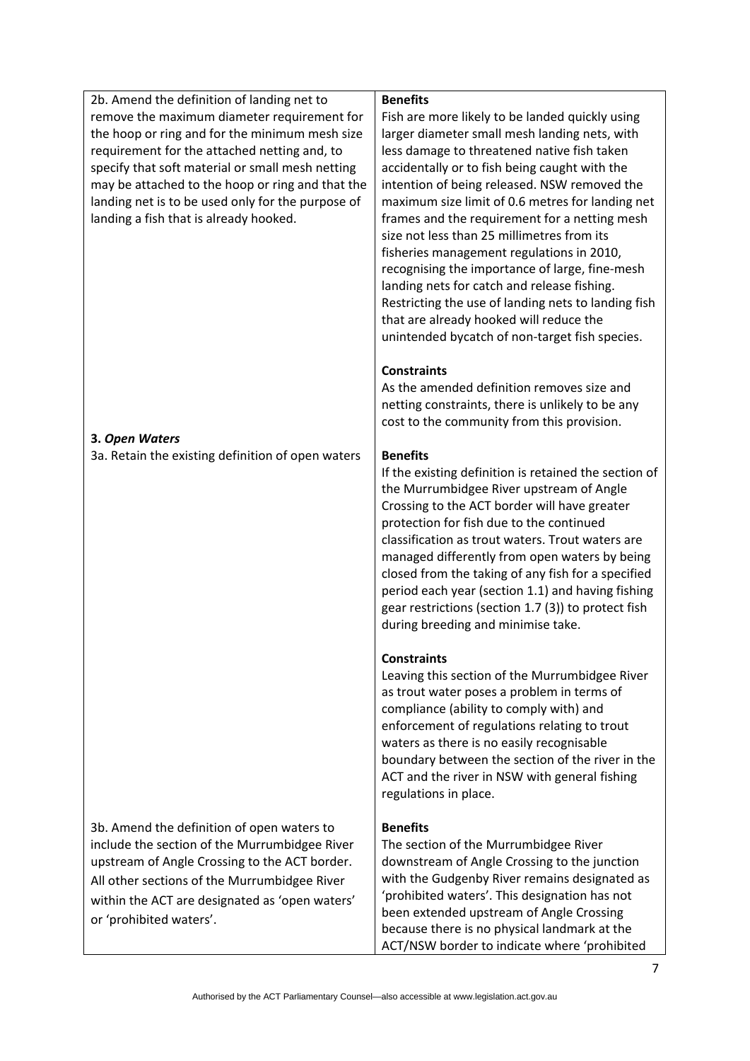| | |
|---|---|
| 2b. Amend the definition of landing net to remove the maximum diameter requirement for the hoop or ring and for the minimum mesh size requirement for the attached netting and, to specify that soft material or small mesh netting may be attached to the hoop or ring and that the landing net is to be used only for the purpose of landing a fish that is already hooked. | **Benefits**<br>Fish are more likely to be landed quickly using larger diameter small mesh landing nets, with less damage to threatened native fish taken accidentally or to fish being caught with the intention of being released. NSW removed the maximum size limit of 0.6 metres for landing net frames and the requirement for a netting mesh size not less than 25 millimetres from its fisheries management regulations in 2010, recognising the importance of large, fine-mesh landing nets for catch and release fishing. Restricting the use of landing nets to landing fish that are already hooked will reduce the unintended bycatch of non-target fish species.<br><br>**Constraints**<br>As the amended definition removes size and netting constraints, there is unlikely to be any cost to the community from this provision. |
| **3. *Open Waters***<br>3a. Retain the existing definition of open waters | **Benefits**<br>If the existing definition is retained the section of the Murrumbidgee River upstream of Angle Crossing to the ACT border will have greater protection for fish due to the continued classification as trout waters. Trout waters are managed differently from open waters by being closed from the taking of any fish for a specified period each year (section 1.1) and having fishing gear restrictions (section 1.7 (3)) to protect fish during breeding and minimise take.<br><br>**Constraints**<br>Leaving this section of the Murrumbidgee River as trout water poses a problem in terms of compliance (ability to comply with) and enforcement of regulations relating to trout waters as there is no easily recognisable boundary between the section of the river in the ACT and the river in NSW with general fishing regulations in place. |
| 3b. Amend the definition of open waters to include the section of the Murrumbidgee River upstream of Angle Crossing to the ACT border. All other sections of the Murrumbidgee River within the ACT are designated as 'open waters' or 'prohibited waters'. | **Benefits**<br>The section of the Murrumbidgee River downstream of Angle Crossing to the junction with the Gudgenby River remains designated as 'prohibited waters'. This designation has not been extended upstream of Angle Crossing because there is no physical landmark at the ACT/NSW border to indicate where 'prohibited |

Authorised by the ACT Parliamentary Counsel—also accessible at www.legislation.act.gov.au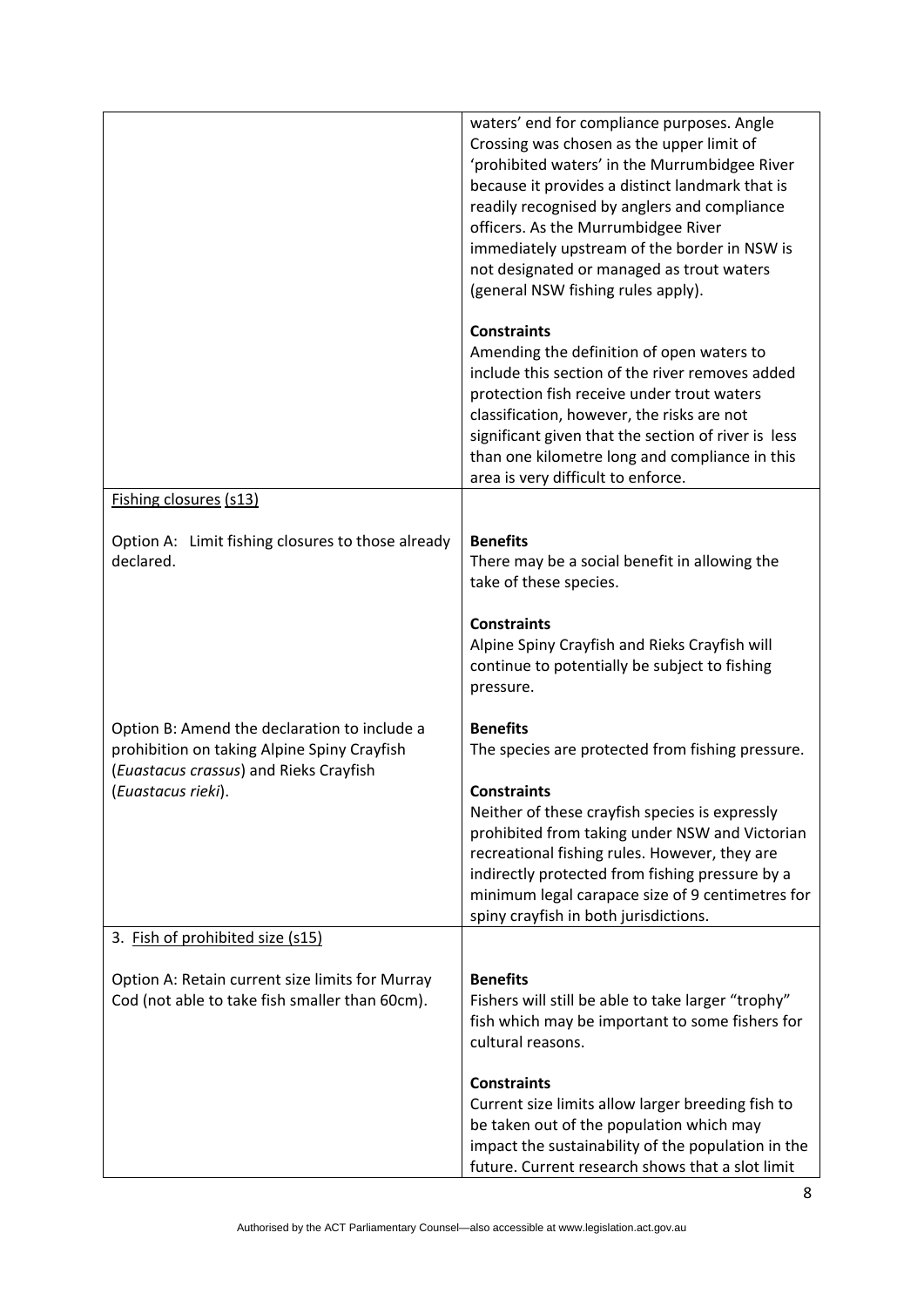| | |
|---|---|
| | waters' end for compliance purposes. Angle Crossing was chosen as the upper limit of 'prohibited waters' in the Murrumbidgee River because it provides a distinct landmark that is readily recognised by anglers and compliance officers. As the Murrumbidgee River immediately upstream of the border in NSW is not designated or managed as trout waters (general NSW fishing rules apply).<br><br>**Constraints**<br>Amending the definition of open waters to include this section of the river removes added protection fish receive under trout waters classification, however, the risks are not significant given that the section of river is less than one kilometre long and compliance in this area is very difficult to enforce. |
| Fishing closures (s13)<br><br>Option A: Limit fishing closures to those already declared. | **Benefits**<br>There may be a social benefit in allowing the take of these species.<br><br>**Constraints**<br>Alpine Spiny Crayfish and Rieks Crayfish will continue to potentially be subject to fishing pressure. |
| Option B: Amend the declaration to include a prohibition on taking Alpine Spiny Crayfish (*Euastacus crassus*) and Rieks Crayfish (*Euastacus rieki*). | **Benefits**<br>The species are protected from fishing pressure.<br><br>**Constraints**<br>Neither of these crayfish species is expressly prohibited from taking under NSW and Victorian recreational fishing rules. However, they are indirectly protected from fishing pressure by a minimum legal carapace size of 9 centimetres for spiny crayfish in both jurisdictions. |
| 3. Fish of prohibited size (s15)<br><br>Option A: Retain current size limits for Murray Cod (not able to take fish smaller than 60cm). | **Benefits**<br>Fishers will still be able to take larger "trophy" fish which may be important to some fishers for cultural reasons.<br><br>**Constraints**<br>Current size limits allow larger breeding fish to be taken out of the population which may impact the sustainability of the population in the future. Current research shows that a slot limit |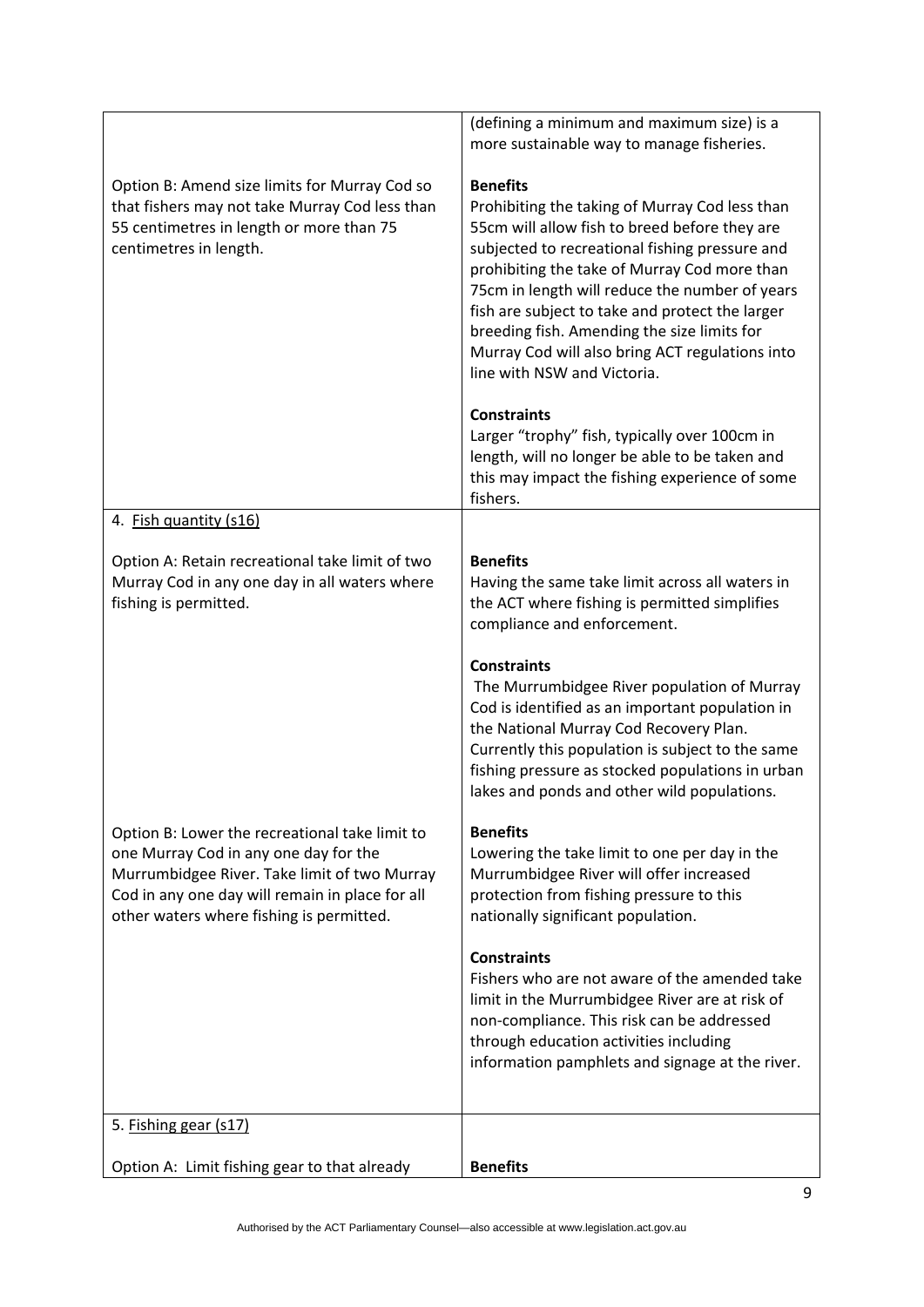| | |
|---|---|
| | (defining a minimum and maximum size) is a more sustainable way to manage fisheries. |
| Option B: Amend size limits for Murray Cod so that fishers may not take Murray Cod less than 55 centimetres in length or more than 75 centimetres in length. | **Benefits**<br>Prohibiting the taking of Murray Cod less than 55cm will allow fish to breed before they are subjected to recreational fishing pressure and prohibiting the take of Murray Cod more than 75cm in length will reduce the number of years fish are subject to take and protect the larger breeding fish. Amending the size limits for Murray Cod will also bring ACT regulations into line with NSW and Victoria.<br><br>**Constraints**<br>Larger "trophy" fish, typically over 100cm in length, will no longer be able to be taken and this may impact the fishing experience of some fishers. |
| 4. <u>Fish quantity (s16)</u><br><br>Option A: Retain recreational take limit of two Murray Cod in any one day in all waters where fishing is permitted. | **Benefits**<br>Having the same take limit across all waters in the ACT where fishing is permitted simplifies compliance and enforcement.<br><br>**Constraints**<br>The Murrumbidgee River population of Murray Cod is identified as an important population in the National Murray Cod Recovery Plan. Currently this population is subject to the same fishing pressure as stocked populations in urban lakes and ponds and other wild populations. |
| Option B: Lower the recreational take limit to one Murray Cod in any one day for the Murrumbidgee River. Take limit of two Murray Cod in any one day will remain in place for all other waters where fishing is permitted. | **Benefits**<br>Lowering the take limit to one per day in the Murrumbidgee River will offer increased protection from fishing pressure to this nationally significant population.<br><br>**Constraints**<br>Fishers who are not aware of the amended take limit in the Murrumbidgee River are at risk of non-compliance. This risk can be addressed through education activities including information pamphlets and signage at the river. |
| 5. <u>Fishing gear (s17)</u><br><br>Option A: Limit fishing gear to that already | **Benefits** |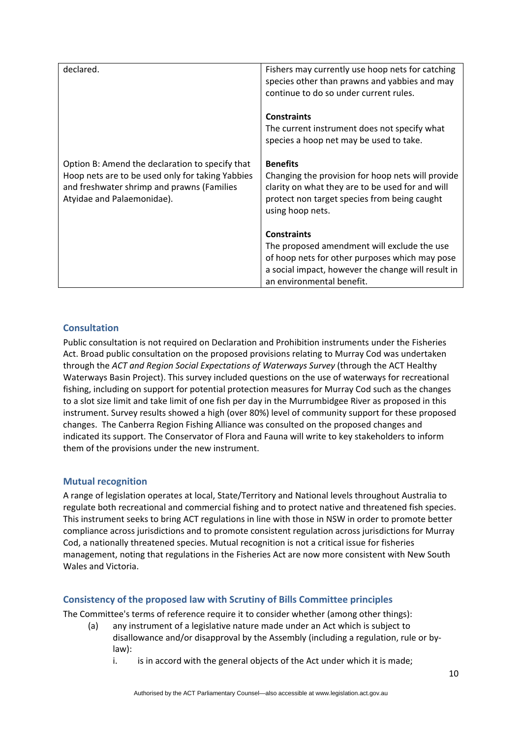| | |
|---|---|
| declared. | Fishers may currently use hoop nets for catching species other than prawns and yabbies and may continue to do so under current rules.<br><br>**Constraints**<br>The current instrument does not specify what species a hoop net may be used to take. |
| Option B: Amend the declaration to specify that Hoop nets are to be used only for taking Yabbies and freshwater shrimp and prawns (Families Atyidae and Palaemonidae). | **Benefits**<br>Changing the provision for hoop nets will provide clarity on what they are to be used for and will protect non target species from being caught using hoop nets.<br><br>**Constraints**<br>The proposed amendment will exclude the use of hoop nets for other purposes which may pose a social impact, however the change will result in an environmental benefit. |

## Consultation

Public consultation is not required on Declaration and Prohibition instruments under the Fisheries Act. Broad public consultation on the proposed provisions relating to Murray Cod was undertaken through the *ACT and Region Social Expectations of Waterways Survey* (through the ACT Healthy Waterways Basin Project). This survey included questions on the use of waterways for recreational fishing, including on support for potential protection measures for Murray Cod such as the changes to a slot size limit and take limit of one fish per day in the Murrumbidgee River as proposed in this instrument. Survey results showed a high (over 80%) level of community support for these proposed changes. The Canberra Region Fishing Alliance was consulted on the proposed changes and indicated its support. The Conservator of Flora and Fauna will write to key stakeholders to inform them of the provisions under the new instrument.

## Mutual recognition

A range of legislation operates at local, State/Territory and National levels throughout Australia to regulate both recreational and commercial fishing and to protect native and threatened fish species. This instrument seeks to bring ACT regulations in line with those in NSW in order to promote better compliance across jurisdictions and to promote consistent regulation across jurisdictions for Murray Cod, a nationally threatened species. Mutual recognition is not a critical issue for fisheries management, noting that regulations in the Fisheries Act are now more consistent with New South Wales and Victoria.

## Consistency of the proposed law with Scrutiny of Bills Committee principles

The Committee's terms of reference require it to consider whether (among other things):

(a) any instrument of a legislative nature made under an Act which is subject to disallowance and/or disapproval by the Assembly (including a regulation, rule or by-law):

i. is in accord with the general objects of the Act under which it is made;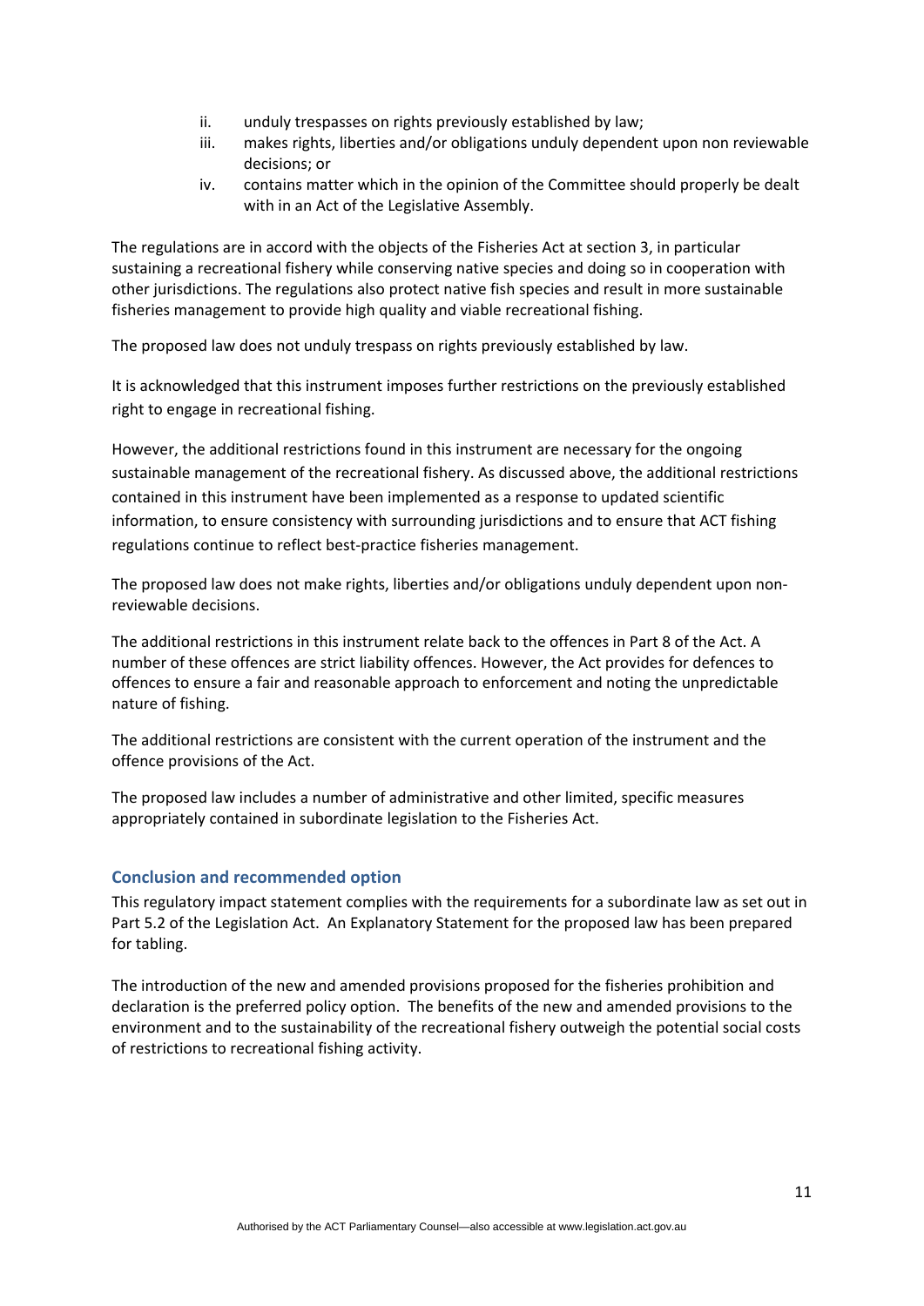ii. unduly trespasses on rights previously established by law;
iii. makes rights, liberties and/or obligations unduly dependent upon non reviewable decisions; or
iv. contains matter which in the opinion of the Committee should properly be dealt with in an Act of the Legislative Assembly.

The regulations are in accord with the objects of the Fisheries Act at section 3, in particular sustaining a recreational fishery while conserving native species and doing so in cooperation with other jurisdictions. The regulations also protect native fish species and result in more sustainable fisheries management to provide high quality and viable recreational fishing.

The proposed law does not unduly trespass on rights previously established by law.

It is acknowledged that this instrument imposes further restrictions on the previously established right to engage in recreational fishing.

However, the additional restrictions found in this instrument are necessary for the ongoing sustainable management of the recreational fishery. As discussed above, the additional restrictions contained in this instrument have been implemented as a response to updated scientific information, to ensure consistency with surrounding jurisdictions and to ensure that ACT fishing regulations continue to reflect best-practice fisheries management.

The proposed law does not make rights, liberties and/or obligations unduly dependent upon non-reviewable decisions.

The additional restrictions in this instrument relate back to the offences in Part 8 of the Act. A number of these offences are strict liability offences. However, the Act provides for defences to offences to ensure a fair and reasonable approach to enforcement and noting the unpredictable nature of fishing.

The additional restrictions are consistent with the current operation of the instrument and the offence provisions of the Act.

The proposed law includes a number of administrative and other limited, specific measures appropriately contained in subordinate legislation to the Fisheries Act.

### Conclusion and recommended option

This regulatory impact statement complies with the requirements for a subordinate law as set out in Part 5.2 of the Legislation Act. An Explanatory Statement for the proposed law has been prepared for tabling.

The introduction of the new and amended provisions proposed for the fisheries prohibition and declaration is the preferred policy option. The benefits of the new and amended provisions to the environment and to the sustainability of the recreational fishery outweigh the potential social costs of restrictions to recreational fishing activity.